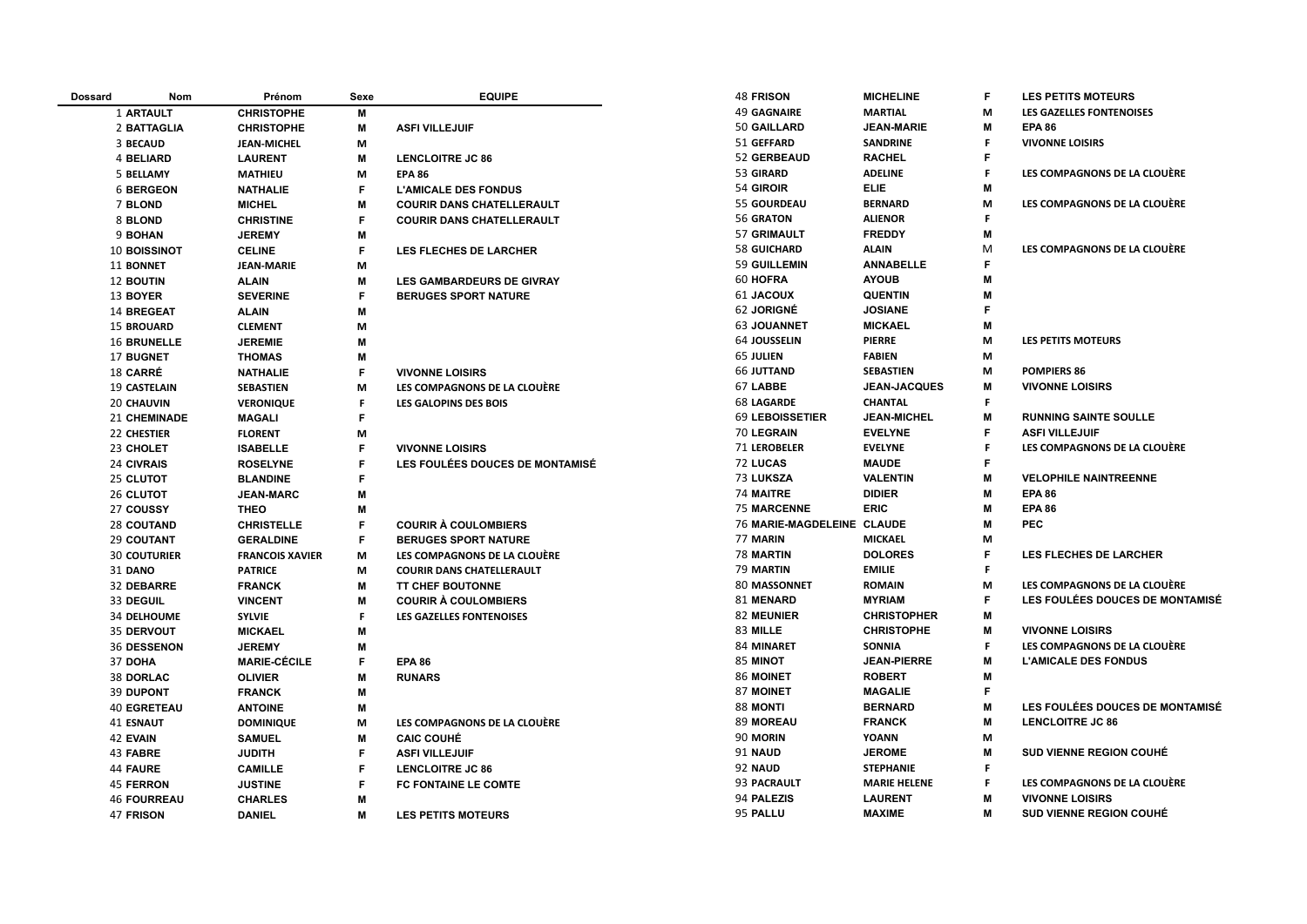| Dossard | Nom | Prénom | Sexe | EQUIPE |
|---|---|---|---|---|
| 1 | ARTAULT | CHRISTOPHE | M | |
| 2 | BATTAGLIA | CHRISTOPHE | M | ASFI VILLEJUIF |
| 3 | BECAUD | JEAN-MICHEL | M | |
| 4 | BELIARD | LAURENT | M | LENCLOITRE JC 86 |
| 5 | BELLAMY | MATHIEU | M | EPA 86 |
| 6 | BERGEON | NATHALIE | F | L'AMICALE DES FONDUS |
| 7 | BLOND | MICHEL | M | COURIR DANS CHATELLERAULT |
| 8 | BLOND | CHRISTINE | F | COURIR DANS CHATELLERAULT |
| 9 | BOHAN | JEREMY | M | |
| 10 | BOISSINOT | CELINE | F | LES FLECHES DE LARCHER |
| 11 | BONNET | JEAN-MARIE | M | |
| 12 | BOUTIN | ALAIN | M | LES GAMBARDEURS DE GIVRAY |
| 13 | BOYER | SEVERINE | F | BERUGES SPORT NATURE |
| 14 | BREGEAT | ALAIN | M | |
| 15 | BROUARD | CLEMENT | M | |
| 16 | BRUNELLE | JEREMIE | M | |
| 17 | BUGNET | THOMAS | M | |
| 18 | CARRÉ | NATHALIE | F | VIVONNE LOISIRS |
| 19 | CASTELAIN | SEBASTIEN | M | LES COMPAGNONS DE LA CLOUÈRE |
| 20 | CHAUVIN | VERONIQUE | F | LES GALOPINS DES BOIS |
| 21 | CHEMINADE | MAGALI | F | |
| 22 | CHESTIER | FLORENT | M | |
| 23 | CHOLET | ISABELLE | F | VIVONNE LOISIRS |
| 24 | CIVRAIS | ROSELYNE | F | LES FOULÉES DOUCES DE MONTAMISÉ |
| 25 | CLUTOT | BLANDINE | F | |
| 26 | CLUTOT | JEAN-MARC | M | |
| 27 | COUSSY | THEO | M | |
| 28 | COUTAND | CHRISTELLE | F | COURIR À COULOMBIERS |
| 29 | COUTANT | GERALDINE | F | BERUGES SPORT NATURE |
| 30 | COUTURIER | FRANCOIS XAVIER | M | LES COMPAGNONS DE LA CLOUÈRE |
| 31 | DANO | PATRICE | M | COURIR DANS CHATELLERAULT |
| 32 | DEBARRE | FRANCK | M | TT CHEF BOUTONNE |
| 33 | DEGUIL | VINCENT | M | COURIR À COULOMBIERS |
| 34 | DELHOUME | SYLVIE | F | LES GAZELLES FONTENOISES |
| 35 | DERVOUT | MICKAEL | M | |
| 36 | DESSENON | JEREMY | M | |
| 37 | DOHA | MARIE-CÉCILE | F | EPA 86 |
| 38 | DORLAC | OLIVIER | M | RUNARS |
| 39 | DUPONT | FRANCK | M | |
| 40 | EGRETEAU | ANTOINE | M | |
| 41 | ESNAUT | DOMINIQUE | M | LES COMPAGNONS DE LA CLOUÈRE |
| 42 | EVAIN | SAMUEL | M | CAIC COUHÉ |
| 43 | FABRE | JUDITH | F | ASFI VILLEJUIF |
| 44 | FAURE | CAMILLE | F | LENCLOITRE JC 86 |
| 45 | FERRON | JUSTINE | F | FC FONTAINE LE COMTE |
| 46 | FOURREAU | CHARLES | M | |
| 47 | FRISON | DANIEL | M | LES PETITS MOTEURS |
| 48 | FRISON | MICHELINE | F | LES PETITS MOTEURS |
| 49 | GAGNAIRE | MARTIAL | M | LES GAZELLES FONTENOISES |
| 50 | GAILLARD | JEAN-MARIE | M | EPA 86 |
| 51 | GEFFARD | SANDRINE | F | VIVONNE LOISIRS |
| 52 | GERBEAUD | RACHEL | F | |
| 53 | GIRARD | ADELINE | F | LES COMPAGNONS DE LA CLOUÈRE |
| 54 | GIROIR | ELIE | M | |
| 55 | GOURDEAU | BERNARD | M | LES COMPAGNONS DE LA CLOUÈRE |
| 56 | GRATON | ALIENOR | F | |
| 57 | GRIMAULT | FREDDY | M | |
| 58 | GUICHARD | ALAIN | M | LES COMPAGNONS DE LA CLOUÈRE |
| 59 | GUILLEMIN | ANNABELLE | F | |
| 60 | HOFRA | AYOUB | M | |
| 61 | JACOUX | QUENTIN | M | |
| 62 | JORIGNÉ | JOSIANE | F | |
| 63 | JOUANNET | MICKAEL | M | |
| 64 | JOUSSELIN | PIERRE | M | LES PETITS MOTEURS |
| 65 | JULIEN | FABIEN | M | |
| 66 | JUTTAND | SEBASTIEN | M | POMPIERS 86 |
| 67 | LABBE | JEAN-JACQUES | M | VIVONNE LOISIRS |
| 68 | LAGARDE | CHANTAL | F | |
| 69 | LEBOISSETIER | JEAN-MICHEL | M | RUNNING SAINTE SOULLE |
| 70 | LEGRAIN | EVELYNE | F | ASFI VILLEJUIF |
| 71 | LEROBELER | EVELYNE | F | LES COMPAGNONS DE LA CLOUÈRE |
| 72 | LUCAS | MAUDE | F | |
| 73 | LUKSZA | VALENTIN | M | VELOPHILE NAINTREENNE |
| 74 | MAITRE | DIDIER | M | EPA 86 |
| 75 | MARCENNE | ERIC | M | EPA 86 |
| 76 | MARIE-MAGDELEINE | CLAUDE | M | PEC |
| 77 | MARIN | MICKAEL | M | |
| 78 | MARTIN | DOLORES | F | LES FLECHES DE LARCHER |
| 79 | MARTIN | EMILIE | F | |
| 80 | MASSONNET | ROMAIN | M | LES COMPAGNONS DE LA CLOUÈRE |
| 81 | MENARD | MYRIAM | F | LES FOULÉES DOUCES DE MONTAMISÉ |
| 82 | MEUNIER | CHRISTOPHER | M | |
| 83 | MILLE | CHRISTOPHE | M | VIVONNE LOISIRS |
| 84 | MINARET | SONNIA | F | LES COMPAGNONS DE LA CLOUÈRE |
| 85 | MINOT | JEAN-PIERRE | M | L'AMICALE DES FONDUS |
| 86 | MOINET | ROBERT | M | |
| 87 | MOINET | MAGALIE | F | |
| 88 | MONTI | BERNARD | M | LES FOULÉES DOUCES DE MONTAMISÉ |
| 89 | MOREAU | FRANCK | M | LENCLOITRE JC 86 |
| 90 | MORIN | YOANN | M | |
| 91 | NAUD | JEROME | M | SUD VIENNE REGION COUHÉ |
| 92 | NAUD | STEPHANIE | F | |
| 93 | PACRAULT | MARIE HELENE | F | LES COMPAGNONS DE LA CLOUÈRE |
| 94 | PALEZIS | LAURENT | M | VIVONNE LOISIRS |
| 95 | PALLU | MAXIME | M | SUD VIENNE REGION COUHÉ |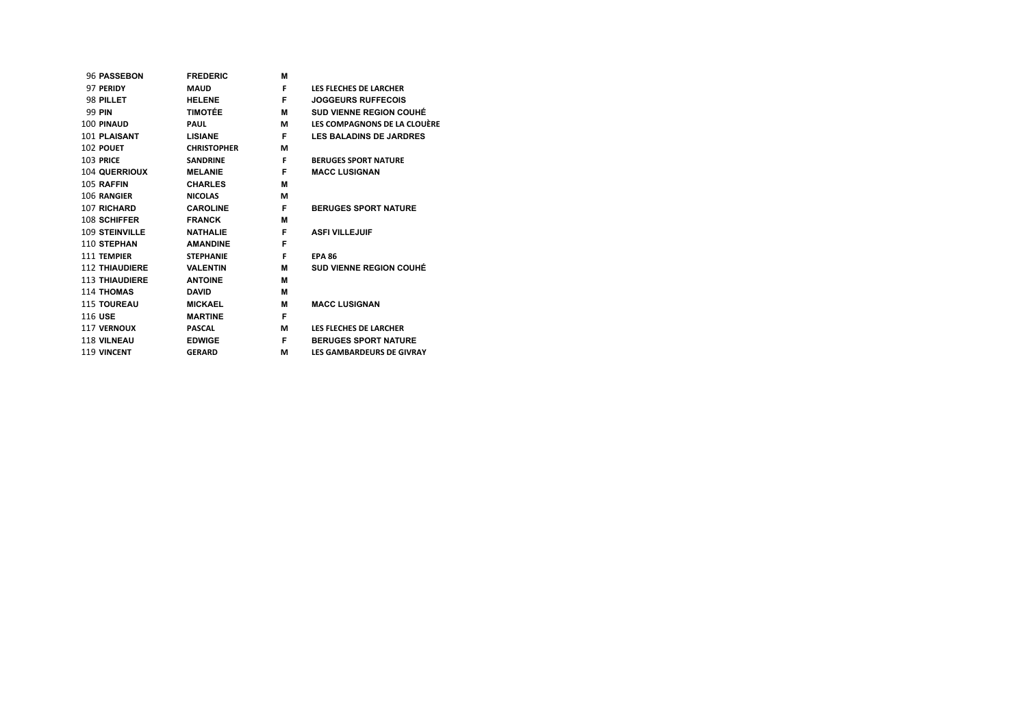| | | | | |
|---|---|---|---|---|
| 96 | **PASSEBON** | **FREDERIC** | **M** | |
| 97 | **PERIDY** | **MAUD** | **F** | **LES FLECHES DE LARCHER** |
| 98 | **PILLET** | **HELENE** | **F** | **JOGGEURS RUFFECOIS** |
| 99 | **PIN** | **TIMOTÉE** | **M** | **SUD VIENNE REGION COUHÉ** |
| 100 | **PINAUD** | **PAUL** | **M** | **LES COMPAGNONS DE LA CLOUÈRE** |
| 101 | **PLAISANT** | **LISIANE** | **F** | **LES BALADINS DE JARDRES** |
| 102 | **POUET** | **CHRISTOPHER** | **M** | |
| 103 | **PRICE** | **SANDRINE** | **F** | **BERUGES SPORT NATURE** |
| 104 | **QUERRIOUX** | **MELANIE** | **F** | **MACC LUSIGNAN** |
| 105 | **RAFFIN** | **CHARLES** | **M** | |
| 106 | **RANGIER** | **NICOLAS** | **M** | |
| 107 | **RICHARD** | **CAROLINE** | **F** | **BERUGES SPORT NATURE** |
| 108 | **SCHIFFER** | **FRANCK** | **M** | |
| 109 | **STEINVILLE** | **NATHALIE** | **F** | **ASFI VILLEJUIF** |
| 110 | **STEPHAN** | **AMANDINE** | **F** | |
| 111 | **TEMPIER** | **STEPHANIE** | **F** | **EPA 86** |
| 112 | **THIAUDIERE** | **VALENTIN** | **M** | **SUD VIENNE REGION COUHÉ** |
| 113 | **THIAUDIERE** | **ANTOINE** | **M** | |
| 114 | **THOMAS** | **DAVID** | **M** | |
| 115 | **TOUREAU** | **MICKAEL** | **M** | **MACC LUSIGNAN** |
| 116 | **USE** | **MARTINE** | **F** | |
| 117 | **VERNOUX** | **PASCAL** | **M** | **LES FLECHES DE LARCHER** |
| 118 | **VILNEAU** | **EDWIGE** | **F** | **BERUGES SPORT NATURE** |
| 119 | **VINCENT** | **GERARD** | **M** | **LES GAMBARDEURS DE GIVRAY** |